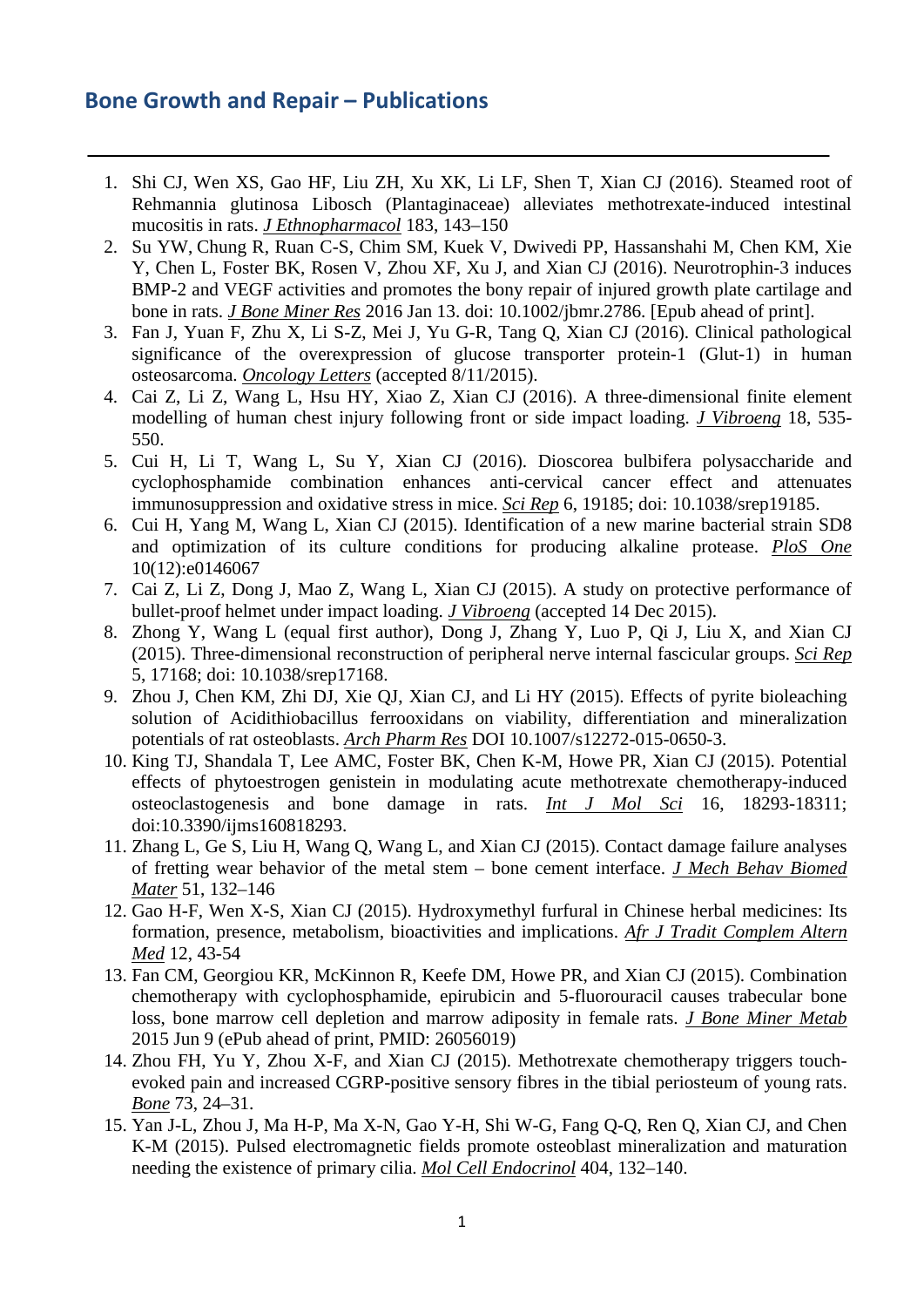## Bone Growth and Repair – Publications

1. Shi CJ, Wen XS, Gao HF, Liu ZH, Xu XK, Li LF, Shen T, Xian CJ (2016). Steamed root of Rehmannia glutinosa Libosch (Plantaginaceae) alleviates methotrexate-induced intestinal mucositis in rats. *J Ethnopharmacol* 183, 143–150
2. Su YW, Chung R, Ruan C-S, Chim SM, Kuek V, Dwivedi PP, Hassanshahi M, Chen KM, Xie Y, Chen L, Foster BK, Rosen V, Zhou XF, Xu J, and Xian CJ (2016). Neurotrophin-3 induces BMP-2 and VEGF activities and promotes the bony repair of injured growth plate cartilage and bone in rats. *J Bone Miner Res* 2016 Jan 13. doi: 10.1002/jbmr.2786. [Epub ahead of print].
3. Fan J, Yuan F, Zhu X, Li S-Z, Mei J, Yu G-R, Tang Q, Xian CJ (2016). Clinical pathological significance of the overexpression of glucose transporter protein-1 (Glut-1) in human osteosarcoma. *Oncology Letters* (accepted 8/11/2015).
4. Cai Z, Li Z, Wang L, Hsu HY, Xiao Z, Xian CJ (2016). A three-dimensional finite element modelling of human chest injury following front or side impact loading. *J Vibroeng* 18, 535-550.
5. Cui H, Li T, Wang L, Su Y, Xian CJ (2016). Dioscorea bulbifera polysaccharide and cyclophosphamide combination enhances anti-cervical cancer effect and attenuates immunosuppression and oxidative stress in mice. *Sci Rep* 6, 19185; doi: 10.1038/srep19185.
6. Cui H, Yang M, Wang L, Xian CJ (2015). Identification of a new marine bacterial strain SD8 and optimization of its culture conditions for producing alkaline protease. *PloS One* 10(12):e0146067
7. Cai Z, Li Z, Dong J, Mao Z, Wang L, Xian CJ (2015). A study on protective performance of bullet-proof helmet under impact loading. *J Vibroeng* (accepted 14 Dec 2015).
8. Zhong Y, Wang L (equal first author), Dong J, Zhang Y, Luo P, Qi J, Liu X, and Xian CJ (2015). Three-dimensional reconstruction of peripheral nerve internal fascicular groups. *Sci Rep* 5, 17168; doi: 10.1038/srep17168.
9. Zhou J, Chen KM, Zhi DJ, Xie QJ, Xian CJ, and Li HY (2015). Effects of pyrite bioleaching solution of Acidithiobacillus ferrooxidans on viability, differentiation and mineralization potentials of rat osteoblasts. *Arch Pharm Res* DOI 10.1007/s12272-015-0650-3.
10. King TJ, Shandala T, Lee AMC, Foster BK, Chen K-M, Howe PR, Xian CJ (2015). Potential effects of phytoestrogen genistein in modulating acute methotrexate chemotherapy-induced osteoclastogenesis and bone damage in rats. *Int J Mol Sci* 16, 18293-18311; doi:10.3390/ijms160818293.
11. Zhang L, Ge S, Liu H, Wang Q, Wang L, and Xian CJ (2015). Contact damage failure analyses of fretting wear behavior of the metal stem – bone cement interface. *J Mech Behav Biomed Mater* 51, 132–146
12. Gao H-F, Wen X-S, Xian CJ (2015). Hydroxymethyl furfural in Chinese herbal medicines: Its formation, presence, metabolism, bioactivities and implications. *Afr J Tradit Complem Altern Med* 12, 43-54
13. Fan CM, Georgiou KR, McKinnon R, Keefe DM, Howe PR, and Xian CJ (2015). Combination chemotherapy with cyclophosphamide, epirubicin and 5-fluorouracil causes trabecular bone loss, bone marrow cell depletion and marrow adiposity in female rats. *J Bone Miner Metab* 2015 Jun 9 (ePub ahead of print, PMID: 26056019)
14. Zhou FH, Yu Y, Zhou X-F, and Xian CJ (2015). Methotrexate chemotherapy triggers touch-evoked pain and increased CGRP-positive sensory fibres in the tibial periosteum of young rats. *Bone* 73, 24–31.
15. Yan J-L, Zhou J, Ma H-P, Ma X-N, Gao Y-H, Shi W-G, Fang Q-Q, Ren Q, Xian CJ, and Chen K-M (2015). Pulsed electromagnetic fields promote osteoblast mineralization and maturation needing the existence of primary cilia. *Mol Cell Endocrinol* 404, 132–140.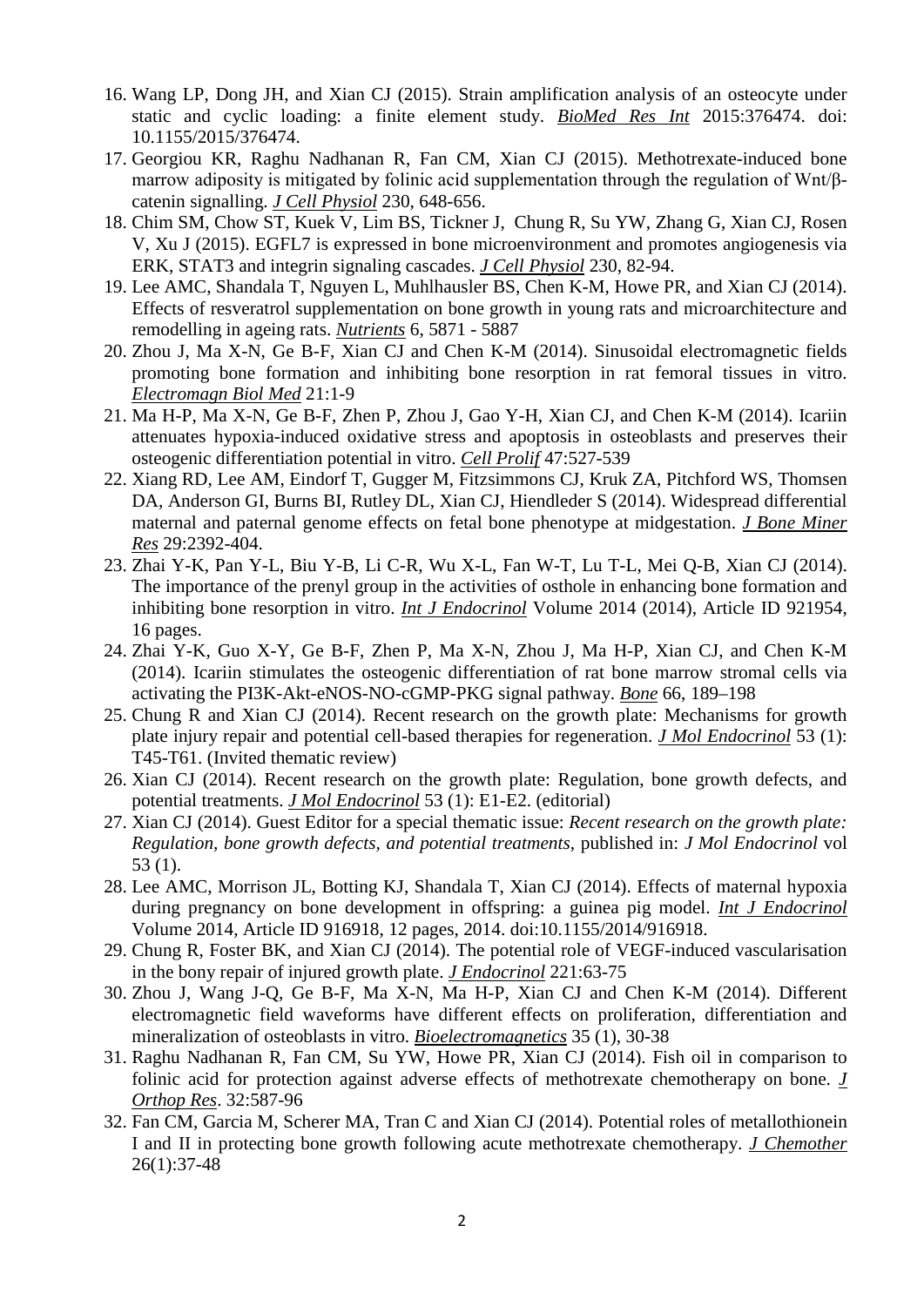16. Wang LP, Dong JH, and Xian CJ (2015). Strain amplification analysis of an osteocyte under static and cyclic loading: a finite element study. *BioMed Res Int* 2015:376474. doi: 10.1155/2015/376474.
17. Georgiou KR, Raghu Nadhanan R, Fan CM, Xian CJ (2015). Methotrexate-induced bone marrow adiposity is mitigated by folinic acid supplementation through the regulation of Wnt/β-catenin signalling. *J Cell Physiol* 230, 648-656.
18. Chim SM, Chow ST, Kuek V, Lim BS, Tickner J, Chung R, Su YW, Zhang G, Xian CJ, Rosen V, Xu J (2015). EGFL7 is expressed in bone microenvironment and promotes angiogenesis via ERK, STAT3 and integrin signaling cascades. *J Cell Physiol* 230, 82-94.
19. Lee AMC, Shandala T, Nguyen L, Muhlhausler BS, Chen K-M, Howe PR, and Xian CJ (2014). Effects of resveratrol supplementation on bone growth in young rats and microarchitecture and remodelling in ageing rats. *Nutrients* 6, 5871 - 5887
20. Zhou J, Ma X-N, Ge B-F, Xian CJ and Chen K-M (2014). Sinusoidal electromagnetic fields promoting bone formation and inhibiting bone resorption in rat femoral tissues in vitro. *Electromagn Biol Med* 21:1-9
21. Ma H-P, Ma X-N, Ge B-F, Zhen P, Zhou J, Gao Y-H, Xian CJ, and Chen K-M (2014). Icariin attenuates hypoxia-induced oxidative stress and apoptosis in osteoblasts and preserves their osteogenic differentiation potential in vitro. *Cell Prolif* 47:527-539
22. Xiang RD, Lee AM, Eindorf T, Gugger M, Fitzsimmons CJ, Kruk ZA, Pitchford WS, Thomsen DA, Anderson GI, Burns BI, Rutley DL, Xian CJ, Hiendleder S (2014). Widespread differential maternal and paternal genome effects on fetal bone phenotype at midgestation. *J Bone Miner Res* 29:2392-404.
23. Zhai Y-K, Pan Y-L, Biu Y-B, Li C-R, Wu X-L, Fan W-T, Lu T-L, Mei Q-B, Xian CJ (2014). The importance of the prenyl group in the activities of osthole in enhancing bone formation and inhibiting bone resorption in vitro. *Int J Endocrinol* Volume 2014 (2014), Article ID 921954, 16 pages.
24. Zhai Y-K, Guo X-Y, Ge B-F, Zhen P, Ma X-N, Zhou J, Ma H-P, Xian CJ, and Chen K-M (2014). Icariin stimulates the osteogenic differentiation of rat bone marrow stromal cells via activating the PI3K-Akt-eNOS-NO-cGMP-PKG signal pathway. *Bone* 66, 189–198
25. Chung R and Xian CJ (2014). Recent research on the growth plate: Mechanisms for growth plate injury repair and potential cell-based therapies for regeneration. *J Mol Endocrinol* 53 (1): T45-T61. (Invited thematic review)
26. Xian CJ (2014). Recent research on the growth plate: Regulation, bone growth defects, and potential treatments. *J Mol Endocrinol* 53 (1): E1-E2. (editorial)
27. Xian CJ (2014). Guest Editor for a special thematic issue: *Recent research on the growth plate: Regulation, bone growth defects, and potential treatments*, published in: *J Mol Endocrinol* vol 53 (1).
28. Lee AMC, Morrison JL, Botting KJ, Shandala T, Xian CJ (2014). Effects of maternal hypoxia during pregnancy on bone development in offspring: a guinea pig model. *Int J Endocrinol* Volume 2014, Article ID 916918, 12 pages, 2014. doi:10.1155/2014/916918.
29. Chung R, Foster BK, and Xian CJ (2014). The potential role of VEGF-induced vascularisation in the bony repair of injured growth plate. *J Endocrinol* 221:63-75
30. Zhou J, Wang J-Q, Ge B-F, Ma X-N, Ma H-P, Xian CJ and Chen K-M (2014). Different electromagnetic field waveforms have different effects on proliferation, differentiation and mineralization of osteoblasts in vitro. *Bioelectromagnetics* 35 (1), 30-38
31. Raghu Nadhanan R, Fan CM, Su YW, Howe PR, Xian CJ (2014). Fish oil in comparison to folinic acid for protection against adverse effects of methotrexate chemotherapy on bone. *J Orthop Res*. 32:587-96
32. Fan CM, Garcia M, Scherer MA, Tran C and Xian CJ (2014). Potential roles of metallothionein I and II in protecting bone growth following acute methotrexate chemotherapy. *J Chemother* 26(1):37-48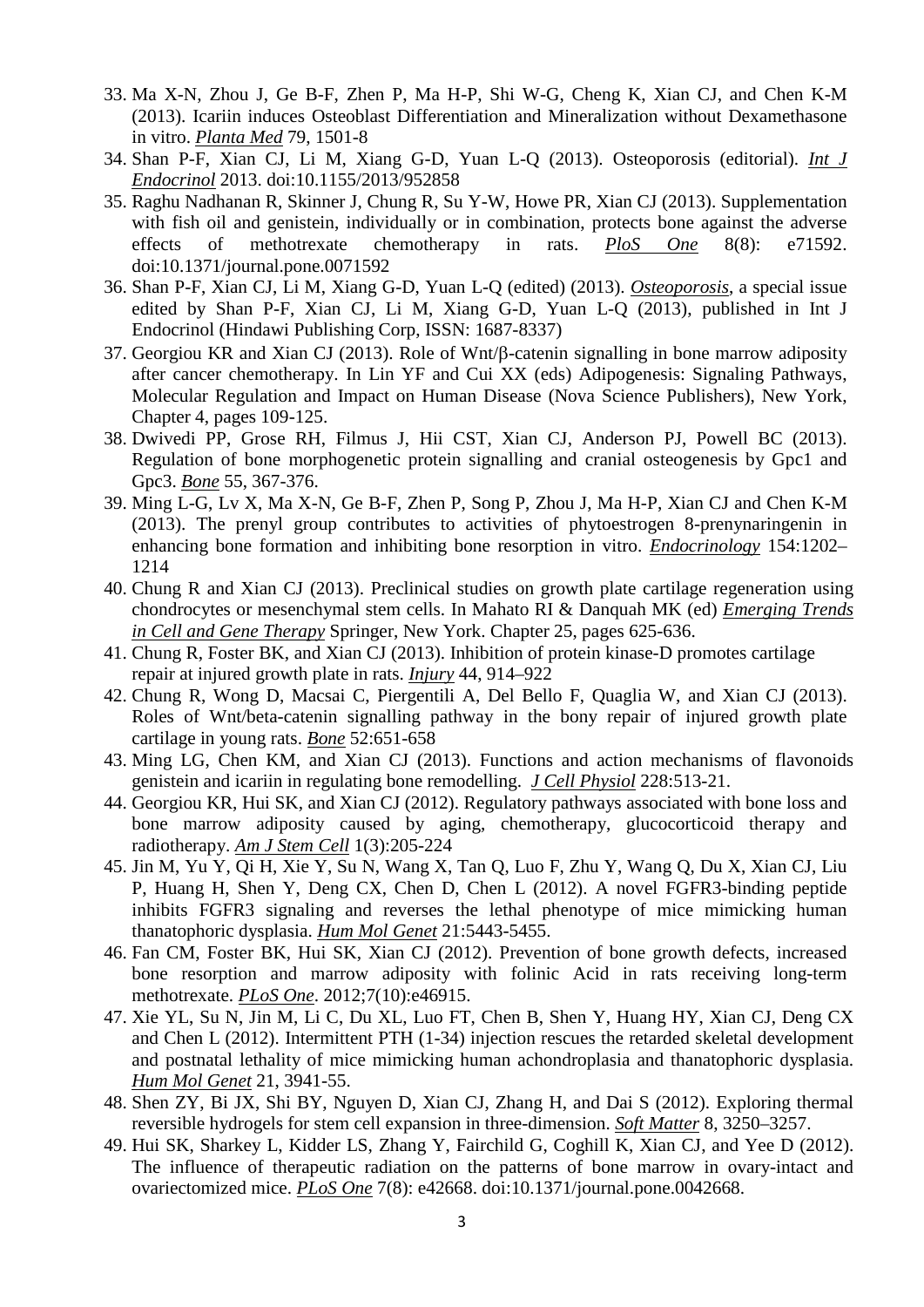33. Ma X-N, Zhou J, Ge B-F, Zhen P, Ma H-P, Shi W-G, Cheng K, Xian CJ, and Chen K-M (2013). Icariin induces Osteoblast Differentiation and Mineralization without Dexamethasone in vitro. *Planta Med* 79, 1501-8
34. Shan P-F, Xian CJ, Li M, Xiang G-D, Yuan L-Q (2013). Osteoporosis (editorial). *Int J Endocrinol* 2013. doi:10.1155/2013/952858
35. Raghu Nadhanan R, Skinner J, Chung R, Su Y-W, Howe PR, Xian CJ (2013). Supplementation with fish oil and genistein, individually or in combination, protects bone against the adverse effects of methotrexate chemotherapy in rats. *PloS One* 8(8): e71592. doi:10.1371/journal.pone.0071592
36. Shan P-F, Xian CJ, Li M, Xiang G-D, Yuan L-Q (edited) (2013). *Osteoporosis*, a special issue edited by Shan P-F, Xian CJ, Li M, Xiang G-D, Yuan L-Q (2013), published in Int J Endocrinol (Hindawi Publishing Corp, ISSN: 1687-8337)
37. Georgiou KR and Xian CJ (2013). Role of Wnt/β-catenin signalling in bone marrow adiposity after cancer chemotherapy. In Lin YF and Cui XX (eds) Adipogenesis: Signaling Pathways, Molecular Regulation and Impact on Human Disease (Nova Science Publishers), New York, Chapter 4, pages 109-125.
38. Dwivedi PP, Grose RH, Filmus J, Hii CST, Xian CJ, Anderson PJ, Powell BC (2013). Regulation of bone morphogenetic protein signalling and cranial osteogenesis by Gpc1 and Gpc3. *Bone* 55, 367-376.
39. Ming L-G, Lv X, Ma X-N, Ge B-F, Zhen P, Song P, Zhou J, Ma H-P, Xian CJ and Chen K-M (2013). The prenyl group contributes to activities of phytoestrogen 8-prenynaringenin in enhancing bone formation and inhibiting bone resorption in vitro. *Endocrinology* 154:1202–1214
40. Chung R and Xian CJ (2013). Preclinical studies on growth plate cartilage regeneration using chondrocytes or mesenchymal stem cells. In Mahato RI & Danquah MK (ed) *Emerging Trends in Cell and Gene Therapy* Springer, New York. Chapter 25, pages 625-636.
41. Chung R, Foster BK, and Xian CJ (2013). Inhibition of protein kinase-D promotes cartilage repair at injured growth plate in rats. *Injury* 44, 914–922
42. Chung R, Wong D, Macsai C, Piergentili A, Del Bello F, Quaglia W, and Xian CJ (2013). Roles of Wnt/beta-catenin signalling pathway in the bony repair of injured growth plate cartilage in young rats. *Bone* 52:651-658
43. Ming LG, Chen KM, and Xian CJ (2013). Functions and action mechanisms of flavonoids genistein and icariin in regulating bone remodelling. *J Cell Physiol* 228:513-21.
44. Georgiou KR, Hui SK, and Xian CJ (2012). Regulatory pathways associated with bone loss and bone marrow adiposity caused by aging, chemotherapy, glucocorticoid therapy and radiotherapy. *Am J Stem Cell* 1(3):205-224
45. Jin M, Yu Y, Qi H, Xie Y, Su N, Wang X, Tan Q, Luo F, Zhu Y, Wang Q, Du X, Xian CJ, Liu P, Huang H, Shen Y, Deng CX, Chen D, Chen L (2012). A novel FGFR3-binding peptide inhibits FGFR3 signaling and reverses the lethal phenotype of mice mimicking human thanatophoric dysplasia. *Hum Mol Genet* 21:5443-5455.
46. Fan CM, Foster BK, Hui SK, Xian CJ (2012). Prevention of bone growth defects, increased bone resorption and marrow adiposity with folinic Acid in rats receiving long-term methotrexate. *PLoS One*. 2012;7(10):e46915.
47. Xie YL, Su N, Jin M, Li C, Du XL, Luo FT, Chen B, Shen Y, Huang HY, Xian CJ, Deng CX and Chen L (2012). Intermittent PTH (1-34) injection rescues the retarded skeletal development and postnatal lethality of mice mimicking human achondroplasia and thanatophoric dysplasia. *Hum Mol Genet* 21, 3941-55.
48. Shen ZY, Bi JX, Shi BY, Nguyen D, Xian CJ, Zhang H, and Dai S (2012). Exploring thermal reversible hydrogels for stem cell expansion in three-dimension. *Soft Matter* 8, 3250–3257.
49. Hui SK, Sharkey L, Kidder LS, Zhang Y, Fairchild G, Coghill K, Xian CJ, and Yee D (2012). The influence of therapeutic radiation on the patterns of bone marrow in ovary-intact and ovariectomized mice. *PLoS One* 7(8): e42668. doi:10.1371/journal.pone.0042668.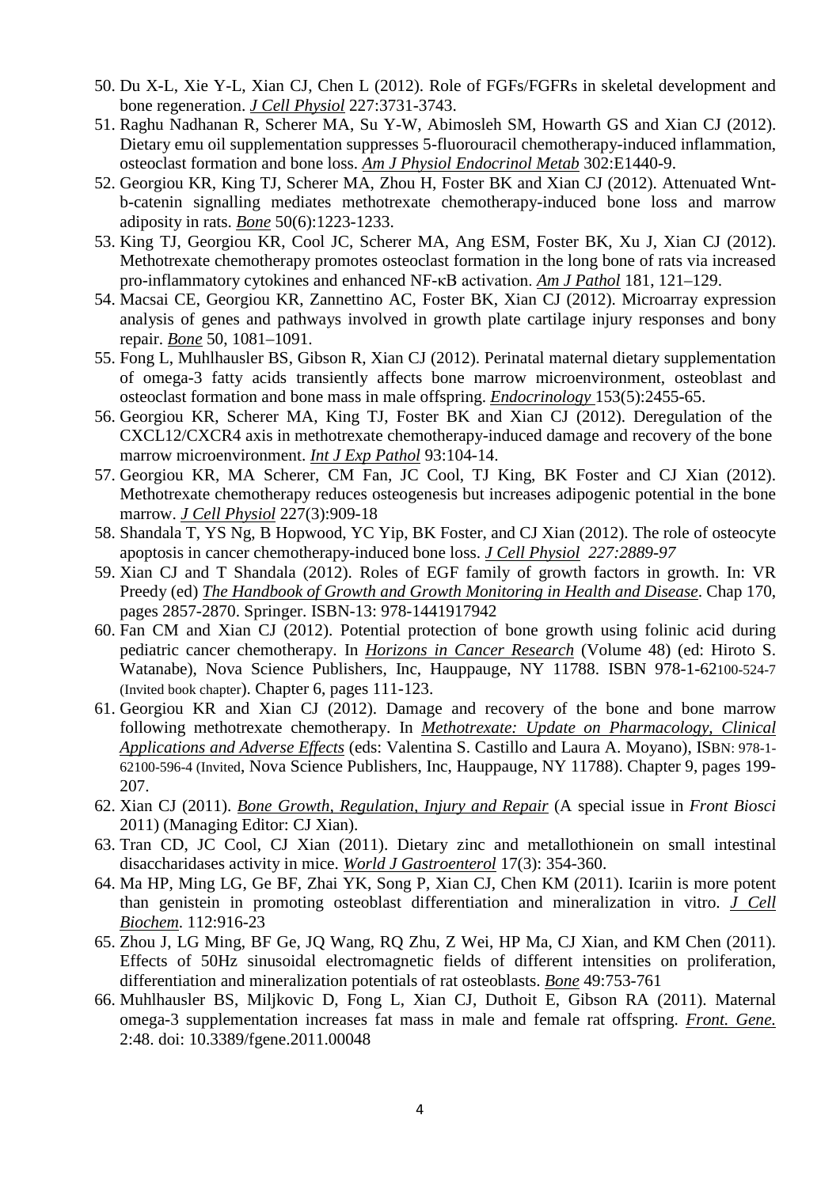50. Du X-L, Xie Y-L, Xian CJ, Chen L (2012). Role of FGFs/FGFRs in skeletal development and bone regeneration. *J Cell Physiol* 227:3731-3743.
51. Raghu Nadhanan R, Scherer MA, Su Y-W, Abimosleh SM, Howarth GS and Xian CJ (2012). Dietary emu oil supplementation suppresses 5-fluorouracil chemotherapy-induced inflammation, osteoclast formation and bone loss. *Am J Physiol Endocrinol Metab* 302:E1440-9.
52. Georgiou KR, King TJ, Scherer MA, Zhou H, Foster BK and Xian CJ (2012). Attenuated Wnt-b-catenin signalling mediates methotrexate chemotherapy-induced bone loss and marrow adiposity in rats. *Bone* 50(6):1223-1233.
53. King TJ, Georgiou KR, Cool JC, Scherer MA, Ang ESM, Foster BK, Xu J, Xian CJ (2012). Methotrexate chemotherapy promotes osteoclast formation in the long bone of rats via increased pro-inflammatory cytokines and enhanced NF-κB activation. *Am J Pathol* 181, 121–129.
54. Macsai CE, Georgiou KR, Zannettino AC, Foster BK, Xian CJ (2012). Microarray expression analysis of genes and pathways involved in growth plate cartilage injury responses and bony repair. *Bone* 50, 1081–1091.
55. Fong L, Muhlhausler BS, Gibson R, Xian CJ (2012). Perinatal maternal dietary supplementation of omega-3 fatty acids transiently affects bone marrow microenvironment, osteoblast and osteoclast formation and bone mass in male offspring. *Endocrinology* 153(5):2455-65.
56. Georgiou KR, Scherer MA, King TJ, Foster BK and Xian CJ (2012). Deregulation of the CXCL12/CXCR4 axis in methotrexate chemotherapy-induced damage and recovery of the bone marrow microenvironment. *Int J Exp Pathol* 93:104-14.
57. Georgiou KR, MA Scherer, CM Fan, JC Cool, TJ King, BK Foster and CJ Xian (2012). Methotrexate chemotherapy reduces osteogenesis but increases adipogenic potential in the bone marrow. *J Cell Physiol* 227(3):909-18
58. Shandala T, YS Ng, B Hopwood, YC Yip, BK Foster, and CJ Xian (2012). The role of osteocyte apoptosis in cancer chemotherapy-induced bone loss. *J Cell Physiol 227:2889-97*
59. Xian CJ and T Shandala (2012). Roles of EGF family of growth factors in growth. In: VR Preedy (ed) *The Handbook of Growth and Growth Monitoring in Health and Disease*. Chap 170, pages 2857-2870. Springer. ISBN-13: 978-1441917942
60. Fan CM and Xian CJ (2012). Potential protection of bone growth using folinic acid during pediatric cancer chemotherapy. In *Horizons in Cancer Research* (Volume 48) (ed: Hiroto S. Watanabe), Nova Science Publishers, Inc, Hauppauge, NY 11788. ISBN 978-1-62100-524-7 (Invited book chapter). Chapter 6, pages 111-123.
61. Georgiou KR and Xian CJ (2012). Damage and recovery of the bone and bone marrow following methotrexate chemotherapy. In *Methotrexate: Update on Pharmacology, Clinical Applications and Adverse Effects* (eds: Valentina S. Castillo and Laura A. Moyano), ISBN: 978-1-62100-596-4 (Invited, Nova Science Publishers, Inc, Hauppauge, NY 11788). Chapter 9, pages 199-207.
62. Xian CJ (2011). *Bone Growth, Regulation, Injury and Repair* (A special issue in *Front Biosci* 2011) (Managing Editor: CJ Xian).
63. Tran CD, JC Cool, CJ Xian (2011). Dietary zinc and metallothionein on small intestinal disaccharidases activity in mice. *World J Gastroenterol* 17(3): 354-360.
64. Ma HP, Ming LG, Ge BF, Zhai YK, Song P, Xian CJ, Chen KM (2011). Icariin is more potent than genistein in promoting osteoblast differentiation and mineralization in vitro. *J Cell Biochem*. 112:916-23
65. Zhou J, LG Ming, BF Ge, JQ Wang, RQ Zhu, Z Wei, HP Ma, CJ Xian, and KM Chen (2011). Effects of 50Hz sinusoidal electromagnetic fields of different intensities on proliferation, differentiation and mineralization potentials of rat osteoblasts. *Bone* 49:753-761
66. Muhlhausler BS, Miljkovic D, Fong L, Xian CJ, Duthoit E, Gibson RA (2011). Maternal omega-3 supplementation increases fat mass in male and female rat offspring. *Front. Gene.* 2:48. doi: 10.3389/fgene.2011.00048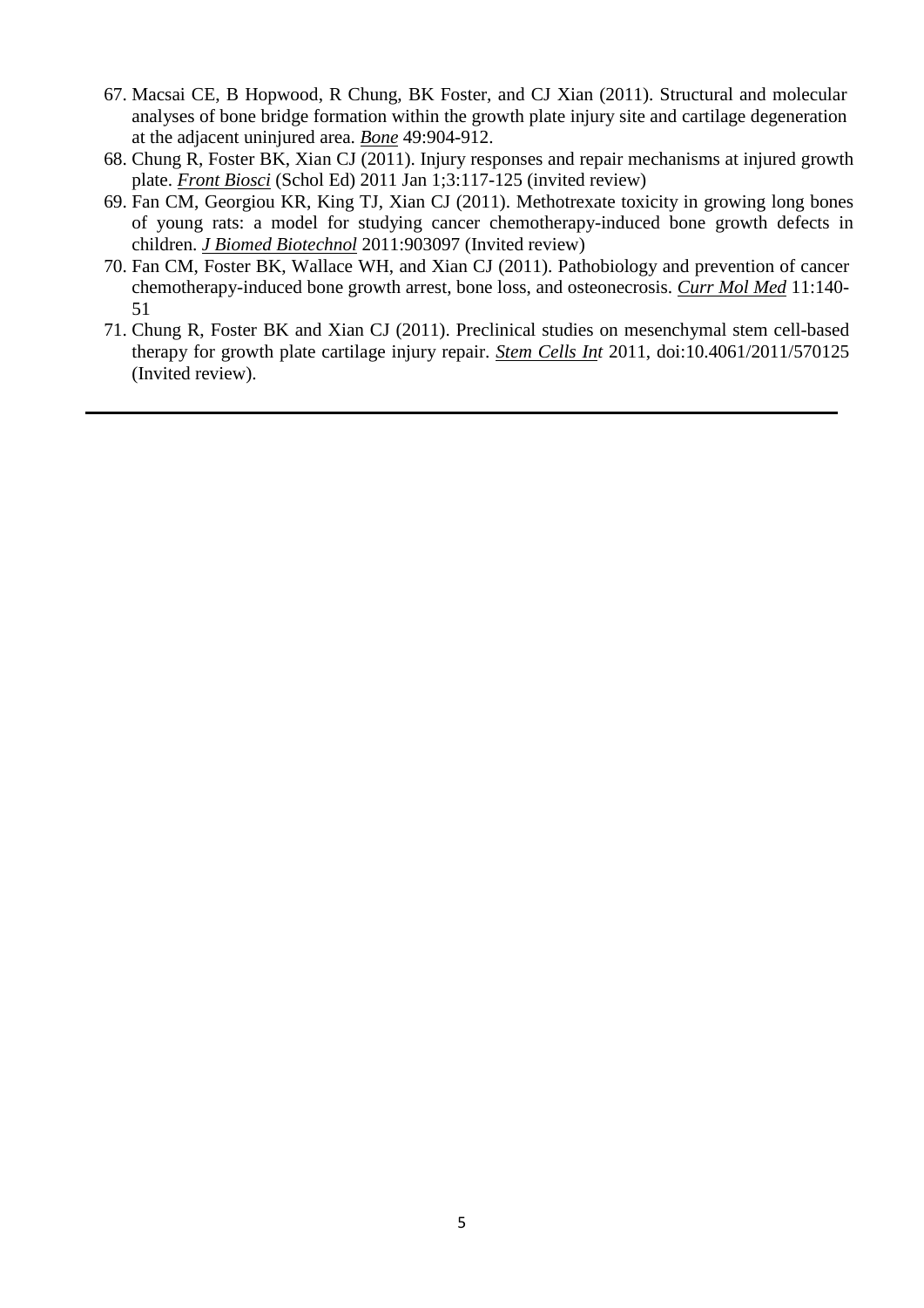67. Macsai CE, B Hopwood, R Chung, BK Foster, and CJ Xian (2011). Structural and molecular analyses of bone bridge formation within the growth plate injury site and cartilage degeneration at the adjacent uninjured area. ***Bone*** 49:904-912.
68. Chung R, Foster BK, Xian CJ (2011). Injury responses and repair mechanisms at injured growth plate. ***Front Biosci*** (Schol Ed) 2011 Jan 1;3:117-125 (invited review)
69. Fan CM, Georgiou KR, King TJ, Xian CJ (2011). Methotrexate toxicity in growing long bones of young rats: a model for studying cancer chemotherapy-induced bone growth defects in children. ***J Biomed Biotechnol*** 2011:903097 (Invited review)
70. Fan CM, Foster BK, Wallace WH, and Xian CJ (2011). Pathobiology and prevention of cancer chemotherapy-induced bone growth arrest, bone loss, and osteonecrosis. ***Curr Mol Med*** 11:140-51
71. Chung R, Foster BK and Xian CJ (2011). Preclinical studies on mesenchymal stem cell-based therapy for growth plate cartilage injury repair. ***Stem Cells Int*** 2011, doi:10.4061/2011/570125 (Invited review).